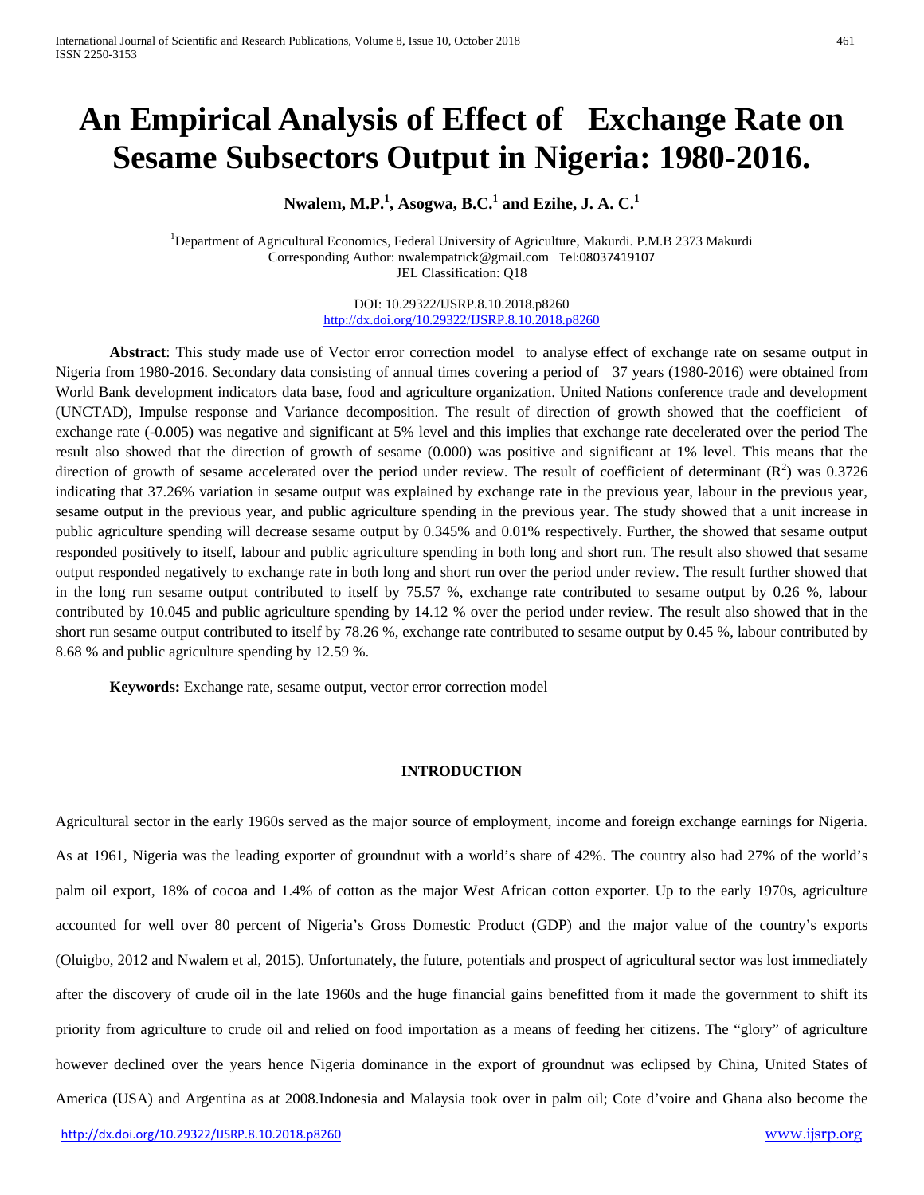# An Empirical Analysis of Effect of Exchange Rate on Sesame Subsectors Output in Nigeria: 1980-2016.

**Nwalem, M.P.[1], Asogwa, B.C.[1] and Ezihe, J. A. C.[1]**

[1]Department of Agricultural Economics, Federal University of Agriculture, Makurdi. P.M.B 2373 Makurdi
Corresponding Author: nwalempatrick@gmail.com Tel:08037419107
JEL Classification: Q18

DOI: 10.29322/IJSRP.8.10.2018.p8260
http://dx.doi.org/10.29322/IJSRP.8.10.2018.p8260

**Abstract**: This study made use of Vector error correction model to analyse effect of exchange rate on sesame output in Nigeria from 1980-2016. Secondary data consisting of annual times covering a period of 37 years (1980-2016) were obtained from World Bank development indicators data base, food and agriculture organization. United Nations conference trade and development (UNCTAD), Impulse response and Variance decomposition. The result of direction of growth showed that the coefficient of exchange rate (-0.005) was negative and significant at 5% level and this implies that exchange rate decelerated over the period The result also showed that the direction of growth of sesame (0.000) was positive and significant at 1% level. This means that the direction of growth of sesame accelerated over the period under review. The result of coefficient of determinant ($R^2$) was 0.3726 indicating that 37.26% variation in sesame output was explained by exchange rate in the previous year, labour in the previous year, sesame output in the previous year, and public agriculture spending in the previous year. The study showed that a unit increase in public agriculture spending will decrease sesame output by 0.345% and 0.01% respectively. Further, the showed that sesame output responded positively to itself, labour and public agriculture spending in both long and short run. The result also showed that sesame output responded negatively to exchange rate in both long and short run over the period under review. The result further showed that in the long run sesame output contributed to itself by 75.57 %, exchange rate contributed to sesame output by 0.26 %, labour contributed by 10.045 and public agriculture spending by 14.12 % over the period under review. The result also showed that in the short run sesame output contributed to itself by 78.26 %, exchange rate contributed to sesame output by 0.45 %, labour contributed by 8.68 % and public agriculture spending by 12.59 %.

**Keywords:** Exchange rate, sesame output, vector error correction model

## INTRODUCTION

Agricultural sector in the early 1960s served as the major source of employment, income and foreign exchange earnings for Nigeria. As at 1961, Nigeria was the leading exporter of groundnut with a world's share of 42%. The country also had 27% of the world's palm oil export, 18% of cocoa and 1.4% of cotton as the major West African cotton exporter. Up to the early 1970s, agriculture accounted for well over 80 percent of Nigeria's Gross Domestic Product (GDP) and the major value of the country's exports (Oluigbo, 2012 and Nwalem et al, 2015). Unfortunately, the future, potentials and prospect of agricultural sector was lost immediately after the discovery of crude oil in the late 1960s and the huge financial gains benefitted from it made the government to shift its priority from agriculture to crude oil and relied on food importation as a means of feeding her citizens. The "glory" of agriculture however declined over the years hence Nigeria dominance in the export of groundnut was eclipsed by China, United States of America (USA) and Argentina as at 2008.Indonesia and Malaysia took over in palm oil; Cote d'voire and Ghana also become the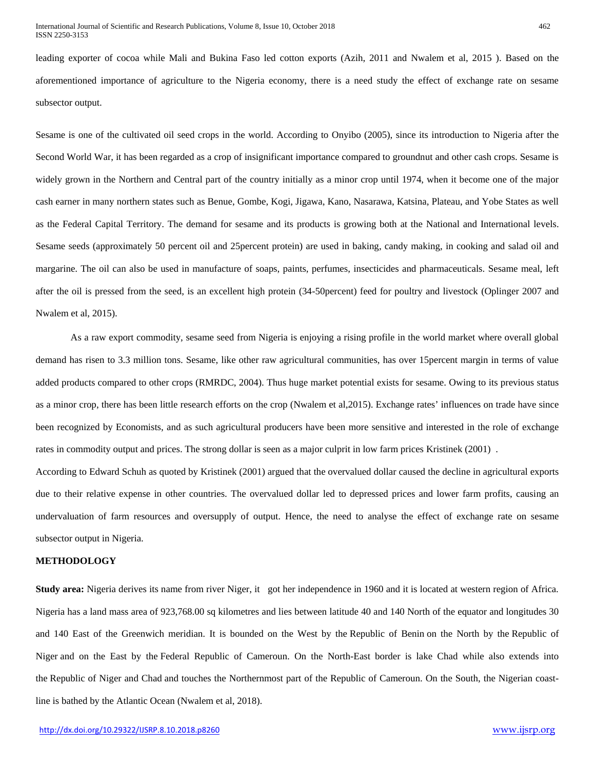leading exporter of cocoa while Mali and Bukina Faso led cotton exports (Azih, 2011 and Nwalem et al, 2015 ). Based on the aforementioned importance of agriculture to the Nigeria economy, there is a need study the effect of exchange rate on sesame subsector output.

Sesame is one of the cultivated oil seed crops in the world. According to Onyibo (2005), since its introduction to Nigeria after the Second World War, it has been regarded as a crop of insignificant importance compared to groundnut and other cash crops. Sesame is widely grown in the Northern and Central part of the country initially as a minor crop until 1974, when it become one of the major cash earner in many northern states such as Benue, Gombe, Kogi, Jigawa, Kano, Nasarawa, Katsina, Plateau, and Yobe States as well as the Federal Capital Territory. The demand for sesame and its products is growing both at the National and International levels. Sesame seeds (approximately 50 percent oil and 25percent protein) are used in baking, candy making, in cooking and salad oil and margarine. The oil can also be used in manufacture of soaps, paints, perfumes, insecticides and pharmaceuticals. Sesame meal, left after the oil is pressed from the seed, is an excellent high protein (34-50percent) feed for poultry and livestock (Oplinger 2007 and Nwalem et al, 2015).

As a raw export commodity, sesame seed from Nigeria is enjoying a rising profile in the world market where overall global demand has risen to 3.3 million tons. Sesame, like other raw agricultural communities, has over 15percent margin in terms of value added products compared to other crops (RMRDC, 2004). Thus huge market potential exists for sesame. Owing to its previous status as a minor crop, there has been little research efforts on the crop (Nwalem et al,2015). Exchange rates' influences on trade have since been recognized by Economists, and as such agricultural producers have been more sensitive and interested in the role of exchange rates in commodity output and prices. The strong dollar is seen as a major culprit in low farm prices Kristinek (2001) .

According to Edward Schuh as quoted by Kristinek (2001) argued that the overvalued dollar caused the decline in agricultural exports due to their relative expense in other countries. The overvalued dollar led to depressed prices and lower farm profits, causing an undervaluation of farm resources and oversupply of output. Hence, the need to analyse the effect of exchange rate on sesame subsector output in Nigeria.

## METHODOLOGY

**Study area:** Nigeria derives its name from river Niger, it got her independence in 1960 and it is located at western region of Africa. Nigeria has a land mass area of 923,768.00 sq kilometres and lies between latitude 40 and 140 North of the equator and longitudes 30 and 140 East of the Greenwich meridian. It is bounded on the West by the Republic of Benin on the North by the Republic of Niger and on the East by the Federal Republic of Cameroun. On the North-East border is lake Chad while also extends into the Republic of Niger and Chad and touches the Northernmost part of the Republic of Cameroun. On the South, the Nigerian coast-line is bathed by the Atlantic Ocean (Nwalem et al, 2018).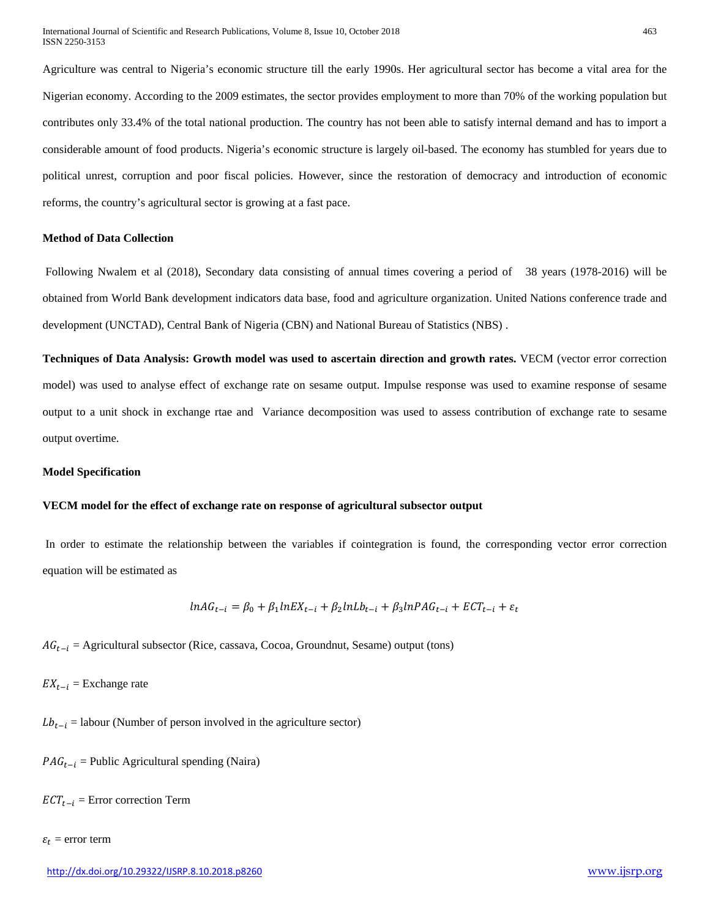Agriculture was central to Nigeria's economic structure till the early 1990s. Her agricultural sector has become a vital area for the Nigerian economy. According to the 2009 estimates, the sector provides employment to more than 70% of the working population but contributes only 33.4% of the total national production. The country has not been able to satisfy internal demand and has to import a considerable amount of food products. Nigeria's economic structure is largely oil-based. The economy has stumbled for years due to political unrest, corruption and poor fiscal policies. However, since the restoration of democracy and introduction of economic reforms, the country's agricultural sector is growing at a fast pace.

**Method of Data Collection**

Following Nwalem et al (2018), Secondary data consisting of annual times covering a period of 38 years (1978-2016) will be obtained from World Bank development indicators data base, food and agriculture organization. United Nations conference trade and development (UNCTAD), Central Bank of Nigeria (CBN) and National Bureau of Statistics (NBS) .

**Techniques of Data Analysis: Growth model was used to ascertain direction and growth rates.** VECM (vector error correction model) was used to analyse effect of exchange rate on sesame output. Impulse response was used to examine response of sesame output to a unit shock in exchange rtae and Variance decomposition was used to assess contribution of exchange rate to sesame output overtime.

**Model Specification**

**VECM model for the effect of exchange rate on response of agricultural subsector output**

In order to estimate the relationship between the variables if cointegration is found, the corresponding vector error correction equation will be estimated as

$$lnAG_{t-i} = \beta_0 + \beta_1 lnEX_{t-i} + \beta_2 lnLb_{t-i} + \beta_3 lnPAG_{t-i} + ECT_{t-i} + \varepsilon_t$$

$AG_{t-i}$ = Agricultural subsector (Rice, cassava, Cocoa, Groundnut, Sesame) output (tons)

$EX_{t-i}$ = Exchange rate

$Lb_{t-i}$ = labour (Number of person involved in the agriculture sector)

$PAG_{t-i}$ = Public Agricultural spending (Naira)

$ECT_{t-i}$ = Error correction Term

$\varepsilon_t$ = error term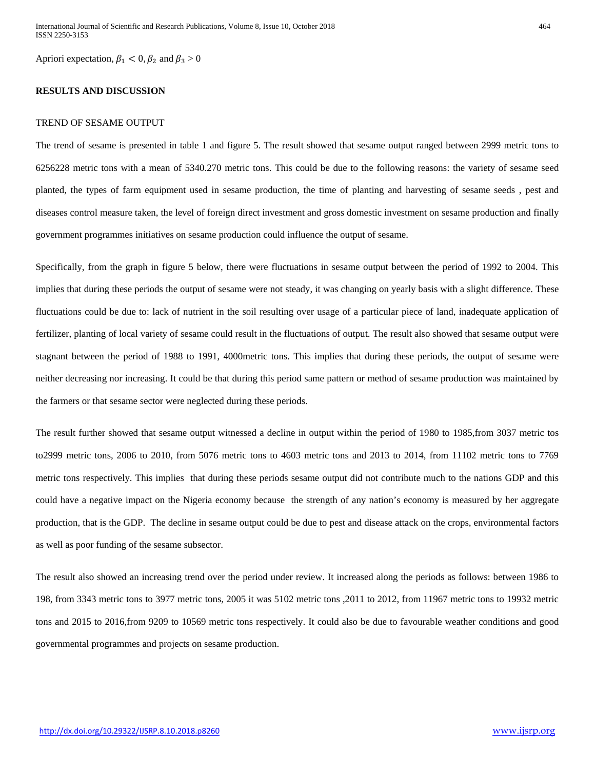Apriori expectation, $\beta_1 < 0, \beta_2$ and $\beta_3 > 0$

## RESULTS AND DISCUSSION

### TREND OF SESAME OUTPUT

The trend of sesame is presented in table 1 and figure 5. The result showed that sesame output ranged between 2999 metric tons to 6256228 metric tons with a mean of 5340.270 metric tons. This could be due to the following reasons: the variety of sesame seed planted, the types of farm equipment used in sesame production, the time of planting and harvesting of sesame seeds , pest and diseases control measure taken, the level of foreign direct investment and gross domestic investment on sesame production and finally government programmes initiatives on sesame production could influence the output of sesame.

Specifically, from the graph in figure 5 below, there were fluctuations in sesame output between the period of 1992 to 2004. This implies that during these periods the output of sesame were not steady, it was changing on yearly basis with a slight difference. These fluctuations could be due to: lack of nutrient in the soil resulting over usage of a particular piece of land, inadequate application of fertilizer, planting of local variety of sesame could result in the fluctuations of output. The result also showed that sesame output were stagnant between the period of 1988 to 1991, 4000metric tons. This implies that during these periods, the output of sesame were neither decreasing nor increasing. It could be that during this period same pattern or method of sesame production was maintained by the farmers or that sesame sector were neglected during these periods.

The result further showed that sesame output witnessed a decline in output within the period of 1980 to 1985,from 3037 metric tos to2999 metric tons, 2006 to 2010, from 5076 metric tons to 4603 metric tons and 2013 to 2014, from 11102 metric tons to 7769 metric tons respectively. This implies that during these periods sesame output did not contribute much to the nations GDP and this could have a negative impact on the Nigeria economy because the strength of any nation's economy is measured by her aggregate production, that is the GDP. The decline in sesame output could be due to pest and disease attack on the crops, environmental factors as well as poor funding of the sesame subsector.

The result also showed an increasing trend over the period under review. It increased along the periods as follows: between 1986 to 198, from 3343 metric tons to 3977 metric tons, 2005 it was 5102 metric tons ,2011 to 2012, from 11967 metric tons to 19932 metric tons and 2015 to 2016,from 9209 to 10569 metric tons respectively. It could also be due to favourable weather conditions and good governmental programmes and projects on sesame production.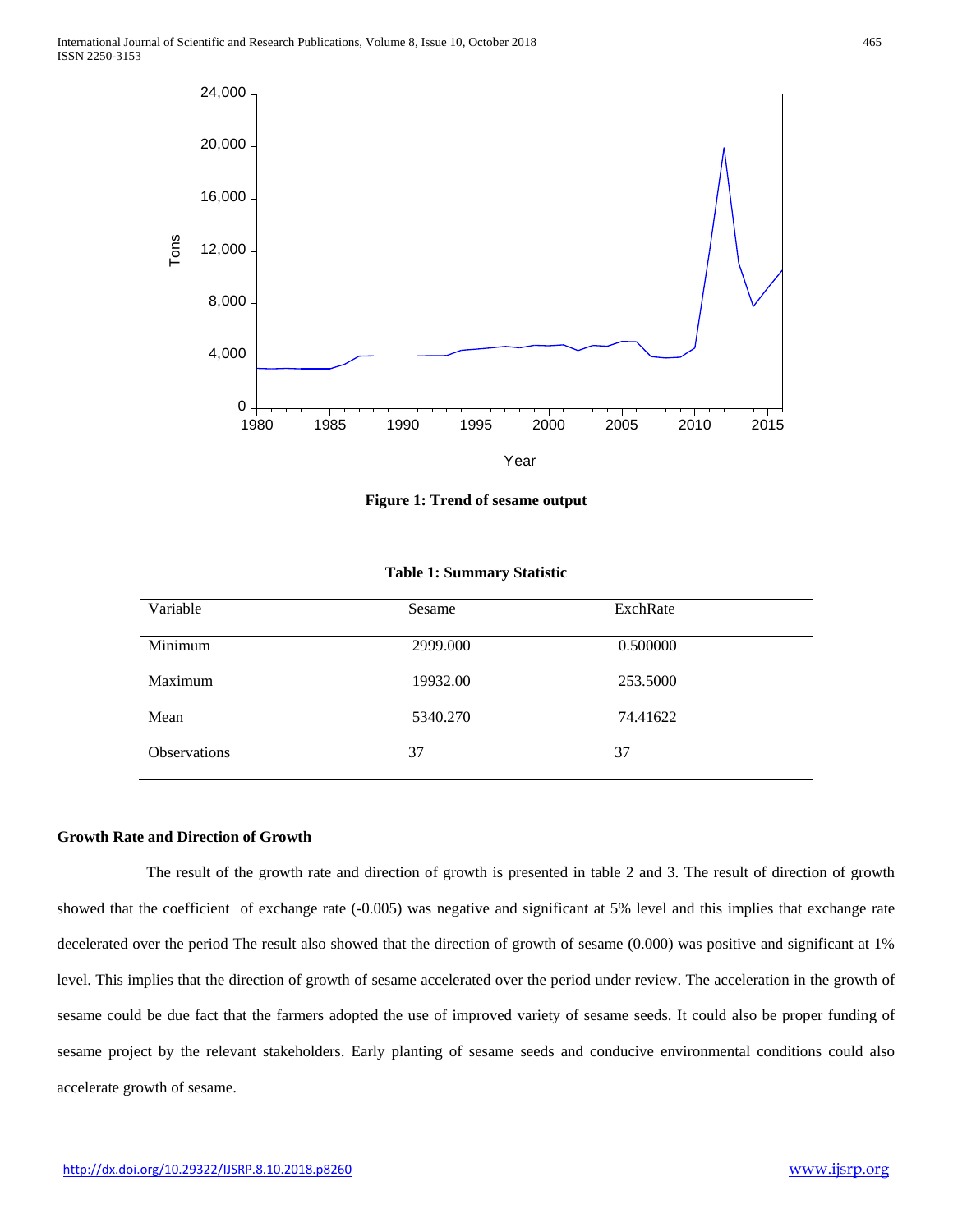**Figure 1: Trend of sesame output**

**Table 1: Summary Statistic**

| Variable | Sesame | ExchRate |
|---|---|---|
| Minimum | 2999.000 | 0.500000 |
| Maximum | 19932.00 | 253.5000 |
| Mean | 5340.270 | 74.41622 |
| Observations | 37 | 37 |

**Growth Rate and Direction of Growth**

The result of the growth rate and direction of growth is presented in table 2 and 3. The result of direction of growth showed that the coefficient of exchange rate (-0.005) was negative and significant at 5% level and this implies that exchange rate decelerated over the period The result also showed that the direction of growth of sesame (0.000) was positive and significant at 1% level. This implies that the direction of growth of sesame accelerated over the period under review. The acceleration in the growth of sesame could be due fact that the farmers adopted the use of improved variety of sesame seeds. It could also be proper funding of sesame project by the relevant stakeholders. Early planting of sesame seeds and conducive environmental conditions could also accelerate growth of sesame.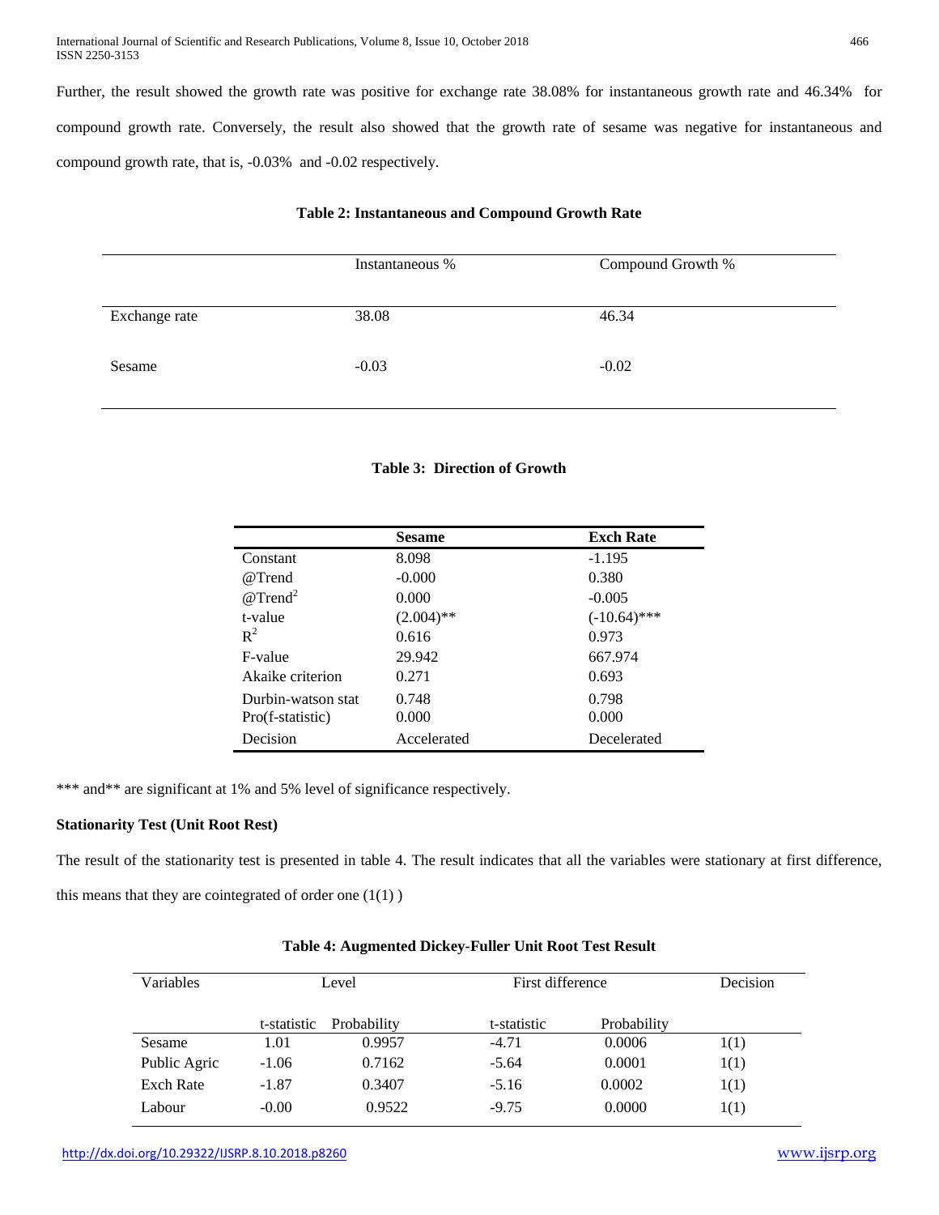Further, the result showed the growth rate was positive for exchange rate 38.08% for instantaneous growth rate and 46.34% for compound growth rate. Conversely, the result also showed that the growth rate of sesame was negative for instantaneous and compound growth rate, that is, -0.03% and -0.02 respectively.

**Table 2: Instantaneous and Compound Growth Rate**

| | Instantaneous % | Compound Growth % |
|---|---|---|
| Exchange rate | 38.08 | 46.34 |
| Sesame | -0.03 | -0.02 |

**Table 3: Direction of Growth**

| | Sesame | Exch Rate |
|---|---|---|
| Constant | 8.098 | -1.195 |
| @Trend | -0.000 | 0.380 |
| @Trend$^2$ | 0.000 | -0.005 |
| t-value | (2.004)** | (-10.64)*** |
| $R^2$ | 0.616 | 0.973 |
| F-value | 29.942 | 667.974 |
| Akaike criterion | 0.271 | 0.693 |
| Durbin-watson stat | 0.748 | 0.798 |
| Pro(f-statistic) | 0.000 | 0.000 |
| Decision | Accelerated | Decelerated |

*** and** are significant at 1% and 5% level of significance respectively.

**Stationarity Test (Unit Root Rest)**

The result of the stationarity test is presented in table 4. The result indicates that all the variables were stationary at first difference, this means that they are cointegrated of order one (1(1) )

**Table 4: Augmented Dickey-Fuller Unit Root Test Result**

| Variables | Level | | First difference | | Decision |
|---|---|---|---|---|---|
| | t-statistic | Probability | t-statistic | Probability | |
| Sesame | 1.01 | 0.9957 | -4.71 | 0.0006 | 1(1) |
| Public Agric | -1.06 | 0.7162 | -5.64 | 0.0001 | 1(1) |
| Exch Rate | -1.87 | 0.3407 | -5.16 | 0.0002 | 1(1) |
| Labour | -0.00 | 0.9522 | -9.75 | 0.0000 | 1(1) |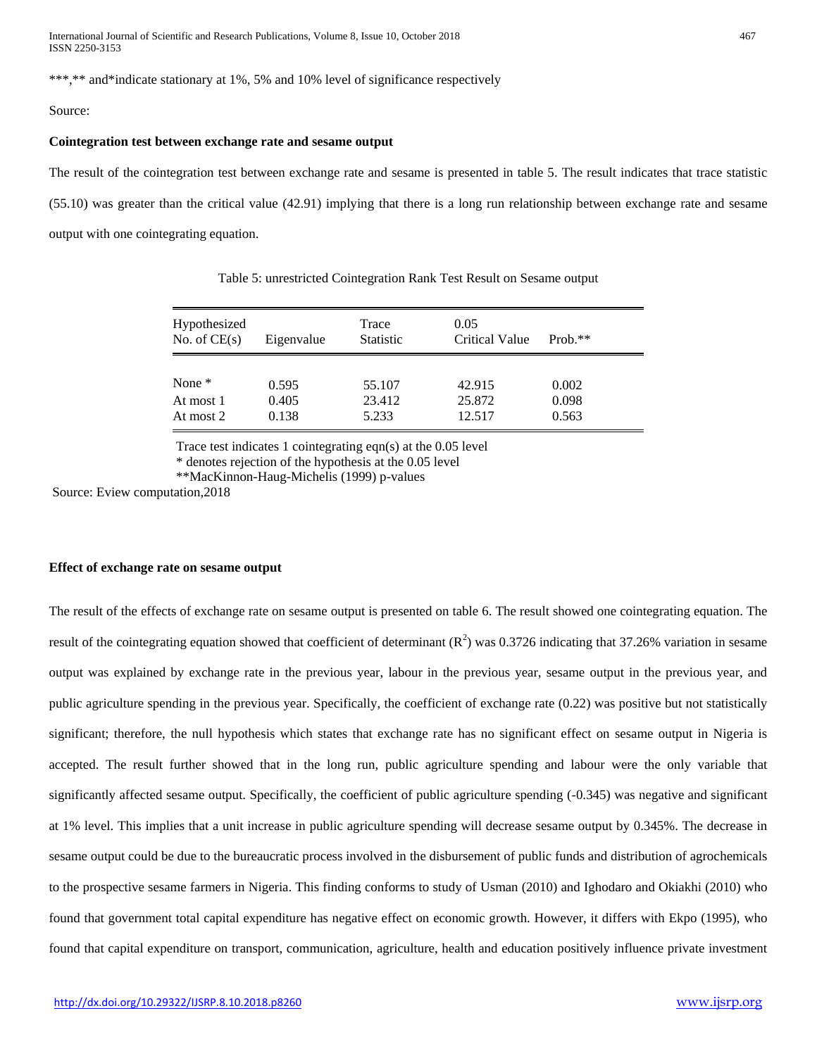***,** and*indicate stationary at 1%, 5% and 10% level of significance respectively

Source:

**Cointegration test between exchange rate and sesame output**

The result of the cointegration test between exchange rate and sesame is presented in table 5. The result indicates that trace statistic (55.10) was greater than the critical value (42.91) implying that there is a long run relationship between exchange rate and sesame output with one cointegrating equation.

Table 5: unrestricted Cointegration Rank Test Result on Sesame output

| Hypothesized No. of CE(s) | Eigenvalue | Trace Statistic | 0.05 Critical Value | Prob.** |
|---|---|---|---|---|
| None * | 0.595 | 55.107 | 42.915 | 0.002 |
| At most 1 | 0.405 | 23.412 | 25.872 | 0.098 |
| At most 2 | 0.138 | 5.233 | 12.517 | 0.563 |

Trace test indicates 1 cointegrating eqn(s) at the 0.05 level
* denotes rejection of the hypothesis at the 0.05 level
**MacKinnon-Haug-Michelis (1999) p-values

Source: Eview computation,2018

**Effect of exchange rate on sesame output**

The result of the effects of exchange rate on sesame output is presented on table 6. The result showed one cointegrating equation. The result of the cointegrating equation showed that coefficient of determinant ($R^2$) was 0.3726 indicating that 37.26% variation in sesame output was explained by exchange rate in the previous year, labour in the previous year, sesame output in the previous year, and public agriculture spending in the previous year. Specifically, the coefficient of exchange rate (0.22) was positive but not statistically significant; therefore, the null hypothesis which states that exchange rate has no significant effect on sesame output in Nigeria is accepted. The result further showed that in the long run, public agriculture spending and labour were the only variable that significantly affected sesame output. Specifically, the coefficient of public agriculture spending (-0.345) was negative and significant at 1% level. This implies that a unit increase in public agriculture spending will decrease sesame output by 0.345%. The decrease in sesame output could be due to the bureaucratic process involved in the disbursement of public funds and distribution of agrochemicals to the prospective sesame farmers in Nigeria. This finding conforms to study of Usman (2010) and Ighodaro and Okiakhi (2010) who found that government total capital expenditure has negative effect on economic growth. However, it differs with Ekpo (1995), who found that capital expenditure on transport, communication, agriculture, health and education positively influence private investment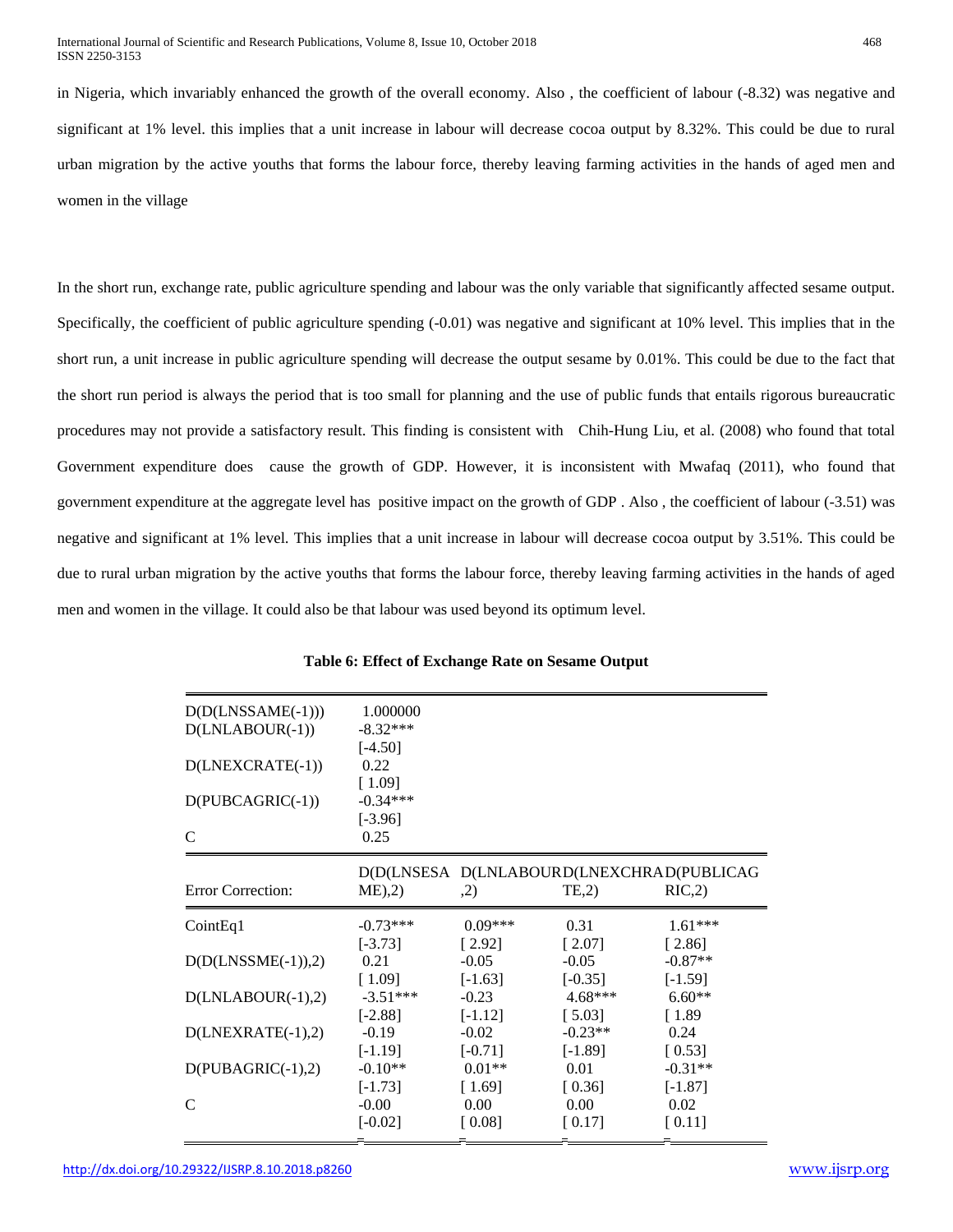in Nigeria, which invariably enhanced the growth of the overall economy. Also , the coefficient of labour (-8.32) was negative and significant at 1% level. this implies that a unit increase in labour will decrease cocoa output by 8.32%. This could be due to rural urban migration by the active youths that forms the labour force, thereby leaving farming activities in the hands of aged men and women in the village

In the short run, exchange rate, public agriculture spending and labour was the only variable that significantly affected sesame output. Specifically, the coefficient of public agriculture spending (-0.01) was negative and significant at 10% level. This implies that in the short run, a unit increase in public agriculture spending will decrease the output sesame by 0.01%. This could be due to the fact that the short run period is always the period that is too small for planning and the use of public funds that entails rigorous bureaucratic procedures may not provide a satisfactory result. This finding is consistent with Chih-Hung Liu, et al. (2008) who found that total Government expenditure does cause the growth of GDP. However, it is inconsistent with Mwafaq (2011), who found that government expenditure at the aggregate level has positive impact on the growth of GDP . Also , the coefficient of labour (-3.51) was negative and significant at 1% level. This implies that a unit increase in labour will decrease cocoa output by 3.51%. This could be due to rural urban migration by the active youths that forms the labour force, thereby leaving farming activities in the hands of aged men and women in the village. It could also be that labour was used beyond its optimum level.

**Table 6: Effect of Exchange Rate on Sesame Output**

| | | | | |
|---|---|---|---|---|
| D(D(LNSSAME(-1))) | 1.000000 | | | |
| D(LNLABOUR(-1)) | -8.32*** | | | |
| | [-4.50] | | | |
| D(LNEXCRATE(-1)) | 0.22 | | | |
| | [ 1.09] | | | |
| D(PUBCAGRIC(-1)) | -0.34*** | | | |
| | [-3.96] | | | |
| C | 0.25 | | | |
| **Error Correction:** | **D(D(LNSESAME),2)** | **D(LNLABOUR,2)** | **D(LNEXCHRATE,2)** | **D(PUBLICAGRIC,2)** |
| CointEq1 | -0.73*** | 0.09*** | 0.31 | 1.61*** |
| | [-3.73] | [ 2.92] | [ 2.07] | [ 2.86] |
| D(D(LNSSME(-1)),2) | 0.21 | -0.05 | -0.05 | -0.87** |
| | [ 1.09] | [-1.63] | [-0.35] | [-1.59] |
| D(LNLABOUR(-1),2) | -3.51*** | -0.23 | 4.68*** | 6.60** |
| | [-2.88] | [-1.12] | [ 5.03] | [ 1.89 |
| D(LNEXRATE(-1),2) | -0.19 | -0.02 | -0.23** | 0.24 |
| | [-1.19] | [-0.71] | [-1.89] | [ 0.53] |
| D(PUBAGRIC(-1),2) | -0.10** | 0.01** | 0.01 | -0.31** |
| | [-1.73] | [ 1.69] | [ 0.36] | [-1.87] |
| C | -0.00 | 0.00 | 0.00 | 0.02 |
| | [-0.02] | [ 0.08] | [ 0.17] | [ 0.11] |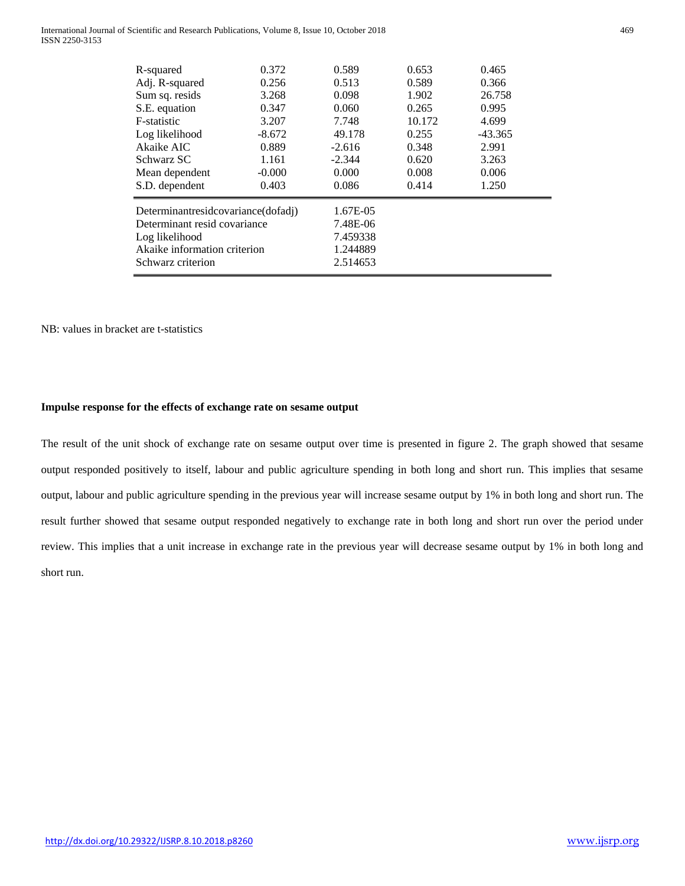| | | | | |
|---|---|---|---|---|
| R-squared | 0.372 | 0.589 | 0.653 | 0.465 |
| Adj. R-squared | 0.256 | 0.513 | 0.589 | 0.366 |
| Sum sq. resids | 3.268 | 0.098 | 1.902 | 26.758 |
| S.E. equation | 0.347 | 0.060 | 0.265 | 0.995 |
| F-statistic | 3.207 | 7.748 | 10.172 | 4.699 |
| Log likelihood | -8.672 | 49.178 | 0.255 | -43.365 |
| Akaike AIC | 0.889 | -2.616 | 0.348 | 2.991 |
| Schwarz SC | 1.161 | -2.344 | 0.620 | 3.263 |
| Mean dependent | -0.000 | 0.000 | 0.008 | 0.006 |
| S.D. dependent | 0.403 | 0.086 | 0.414 | 1.250 |
| Determinantresidcovariance(dofadj) | | 1.67E-05 | | |
| Determinant resid covariance | | 7.48E-06 | | |
| Log likelihood | | 7.459338 | | |
| Akaike information criterion | | 1.244889 | | |
| Schwarz criterion | | 2.514653 | | |

NB: values in bracket are t-statistics

**Impulse response for the effects of exchange rate on sesame output**

The result of the unit shock of exchange rate on sesame output over time is presented in figure 2. The graph showed that sesame output responded positively to itself, labour and public agriculture spending in both long and short run. This implies that sesame output, labour and public agriculture spending in the previous year will increase sesame output by 1% in both long and short run. The result further showed that sesame output responded negatively to exchange rate in both long and short run over the period under review. This implies that a unit increase in exchange rate in the previous year will decrease sesame output by 1% in both long and short run.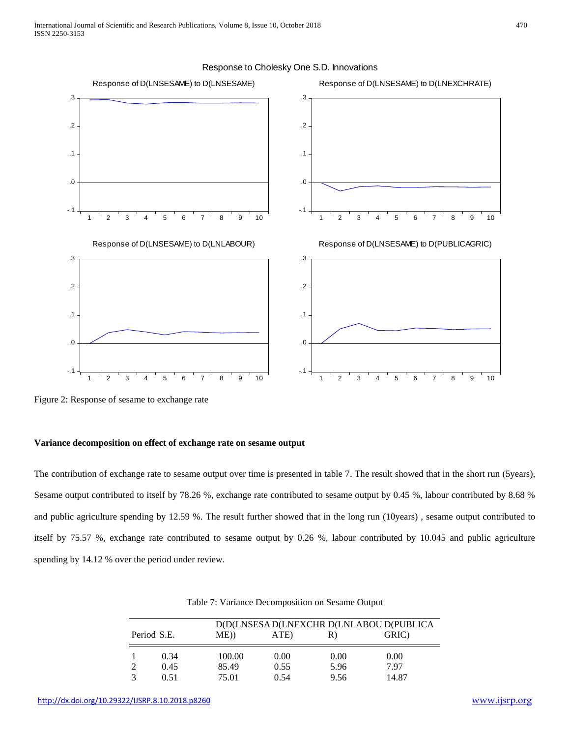Figure 2: Response of sesame to exchange rate

**Variance decomposition on effect of exchange rate on sesame output**

The contribution of exchange rate to sesame output over time is presented in table 7. The result showed that in the short run (5years), Sesame output contributed to itself by 78.26 %, exchange rate contributed to sesame output by 0.45 %, labour contributed by 8.68 % and public agriculture spending by 12.59 %. The result further showed that in the long run (10years) , sesame output contributed to itself by 75.57 %, exchange rate contributed to sesame output by 0.26 %, labour contributed by 10.045 and public agriculture spending by 14.12 % over the period under review.

Table 7: Variance Decomposition on Sesame Output

| Period | S.E. | D(D(LNSESAME)) | D(LNEXCHRATE) | D(LNLABOUR) | D(PUBLICAGRIC) |
|---|---|---|---|---|---|
| 1 | 0.34 | 100.00 | 0.00 | 0.00 | 0.00 |
| 2 | 0.45 | 85.49 | 0.55 | 5.96 | 7.97 |
| 3 | 0.51 | 75.01 | 0.54 | 9.56 | 14.87 |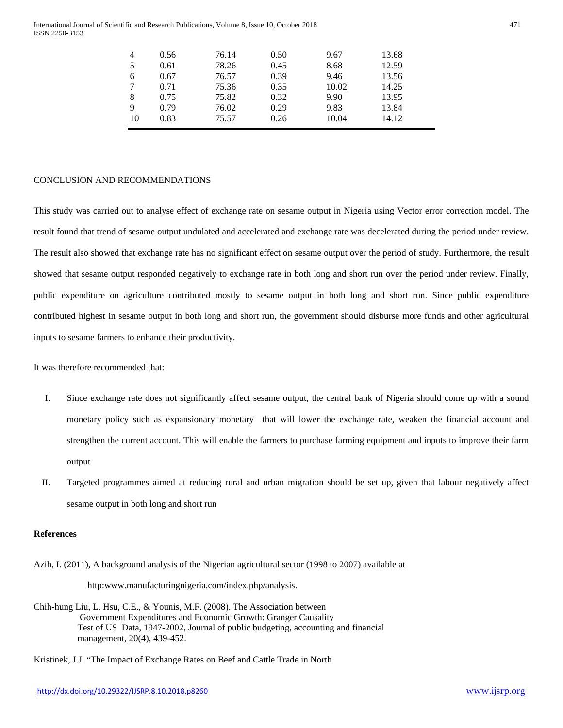| | | | | | |
|---|---|---|---|---|---|
| 4 | 0.56 | 76.14 | 0.50 | 9.67 | 13.68 |
| 5 | 0.61 | 78.26 | 0.45 | 8.68 | 12.59 |
| 6 | 0.67 | 76.57 | 0.39 | 9.46 | 13.56 |
| 7 | 0.71 | 75.36 | 0.35 | 10.02 | 14.25 |
| 8 | 0.75 | 75.82 | 0.32 | 9.90 | 13.95 |
| 9 | 0.79 | 76.02 | 0.29 | 9.83 | 13.84 |
| 10 | 0.83 | 75.57 | 0.26 | 10.04 | 14.12 |

## CONCLUSION AND RECOMMENDATIONS

This study was carried out to analyse effect of exchange rate on sesame output in Nigeria using Vector error correction model. The result found that trend of sesame output undulated and accelerated and exchange rate was decelerated during the period under review. The result also showed that exchange rate has no significant effect on sesame output over the period of study. Furthermore, the result showed that sesame output responded negatively to exchange rate in both long and short run over the period under review. Finally, public expenditure on agriculture contributed mostly to sesame output in both long and short run. Since public expenditure contributed highest in sesame output in both long and short run, the government should disburse more funds and other agricultural inputs to sesame farmers to enhance their productivity.

It was therefore recommended that:

I. Since exchange rate does not significantly affect sesame output, the central bank of Nigeria should come up with a sound monetary policy such as expansionary monetary that will lower the exchange rate, weaken the financial account and strengthen the current account. This will enable the farmers to purchase farming equipment and inputs to improve their farm output

II. Targeted programmes aimed at reducing rural and urban migration should be set up, given that labour negatively affect sesame output in both long and short run

## References

Azih, I. (2011), A background analysis of the Nigerian agricultural sector (1998 to 2007) available at http:www.manufacturingnigeria.com/index.php/analysis.

Chih-hung Liu, L. Hsu, C.E., & Younis, M.F. (2008). The Association between Government Expenditures and Economic Growth: Granger Causality Test of US Data, 1947-2002, Journal of public budgeting, accounting and financial management, 20(4), 439-452.

Kristinek, J.J. "The Impact of Exchange Rates on Beef and Cattle Trade in North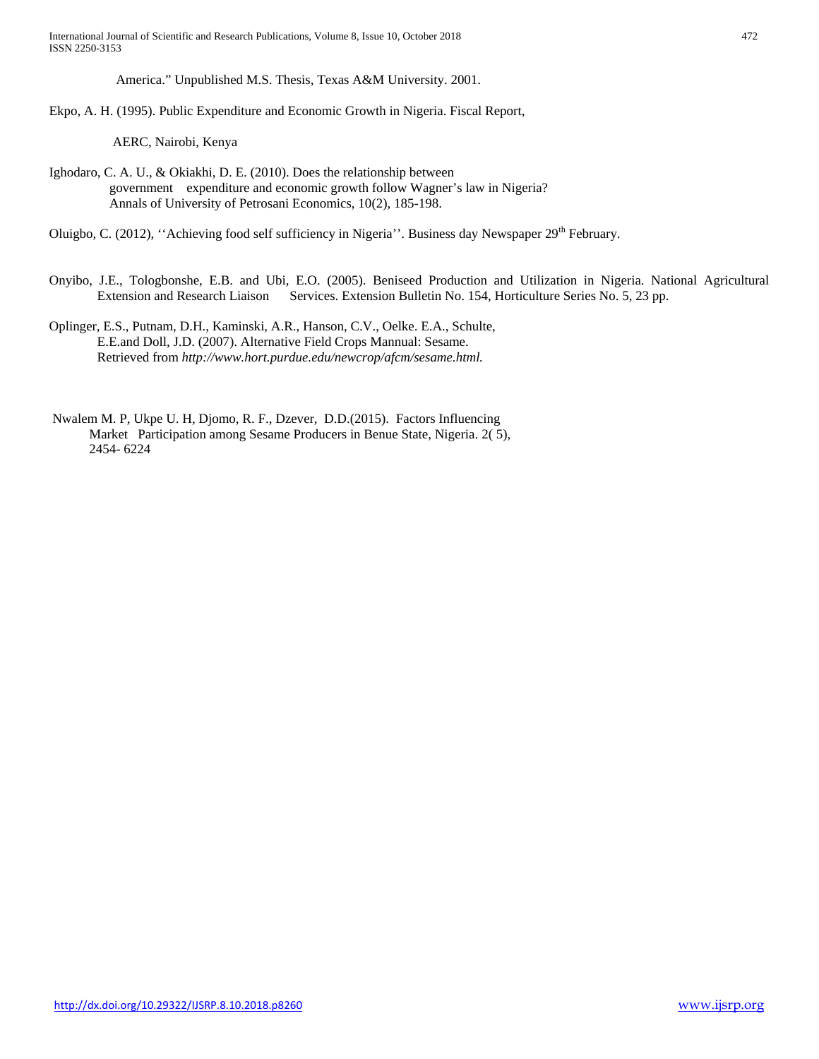America." Unpublished M.S. Thesis, Texas A&M University. 2001.

Ekpo, A. H. (1995). Public Expenditure and Economic Growth in Nigeria. Fiscal Report, AERC, Nairobi, Kenya

Ighodaro, C. A. U., & Okiakhi, D. E. (2010). Does the relationship between government expenditure and economic growth follow Wagner's law in Nigeria? Annals of University of Petrosani Economics, 10(2), 185-198.

Oluigbo, C. (2012), ''Achieving food self sufficiency in Nigeria''. Business day Newspaper 29th February.

Onyibo, J.E., Tologbonshe, E.B. and Ubi, E.O. (2005). Beniseed Production and Utilization in Nigeria. National Agricultural Extension and Research Liaison Services. Extension Bulletin No. 154, Horticulture Series No. 5, 23 pp.

Oplinger, E.S., Putnam, D.H., Kaminski, A.R., Hanson, C.V., Oelke. E.A., Schulte, E.E.and Doll, J.D. (2007). Alternative Field Crops Mannual: Sesame. Retrieved from *http://www.hort.purdue.edu/newcrop/afcm/sesame.html.*

Nwalem M. P, Ukpe U. H, Djomo, R. F., Dzever, D.D.(2015). Factors Influencing Market Participation among Sesame Producers in Benue State, Nigeria. 2( 5), 2454- 6224